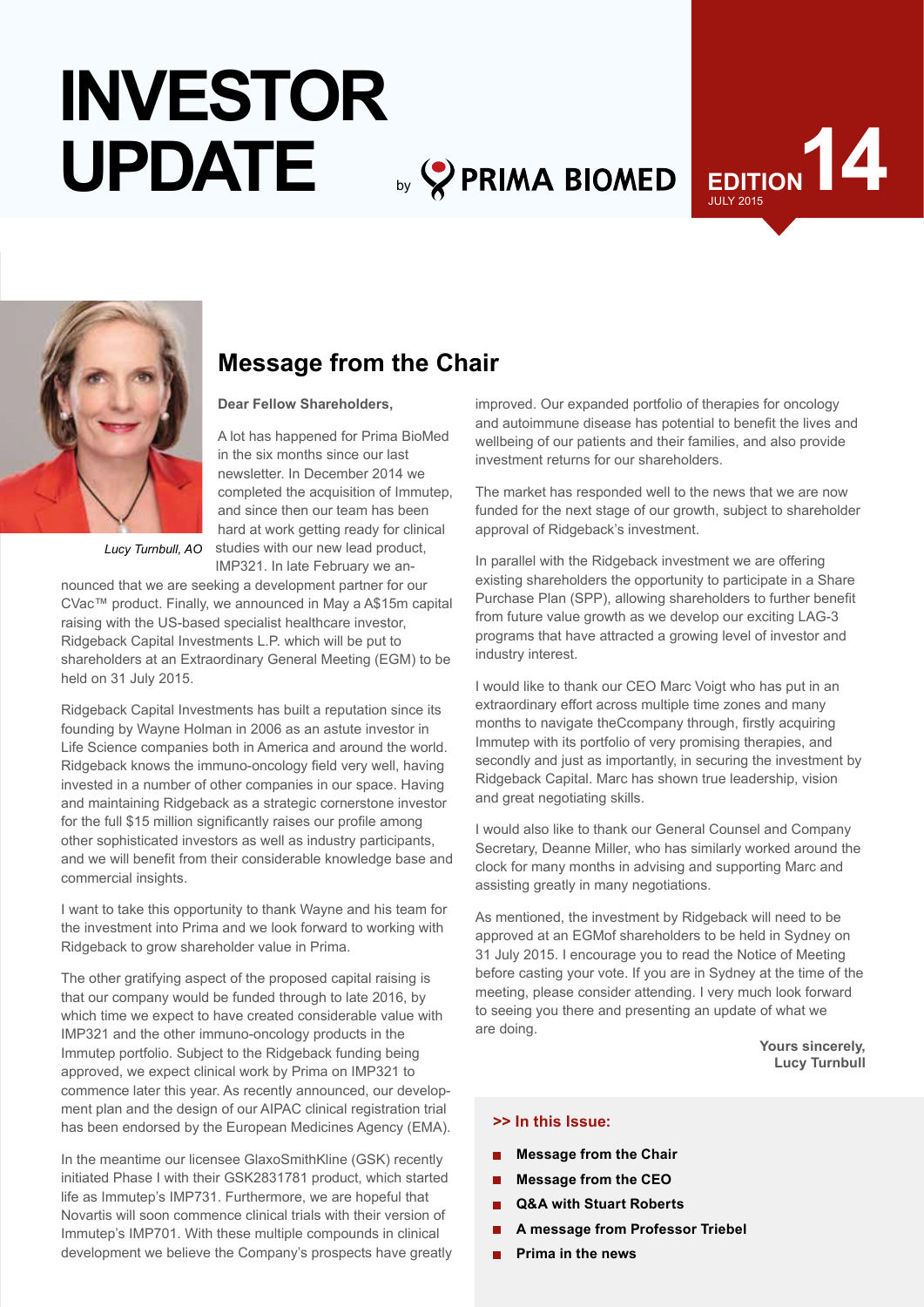# INVESTOR UPDATE

by PRIMA BIOMED

EDITION 14
JULY 2015

## Message from the Chair

*Lucy Turnbull, AO*

**Dear Fellow Shareholders,**

A lot has happened for Prima BioMed in the six months since our last newsletter. In December 2014 we completed the acquisition of Immutep, and since then our team has been hard at work getting ready for clinical studies with our new lead product, IMP321. In late February we announced that we are seeking a development partner for our CVac™ product. Finally, we announced in May a A$15m capital raising with the US-based specialist healthcare investor, Ridgeback Capital Investments L.P. which will be put to shareholders at an Extraordinary General Meeting (EGM) to be held on 31 July 2015.

Ridgeback Capital Investments has built a reputation since its founding by Wayne Holman in 2006 as an astute investor in Life Science companies both in America and around the world. Ridgeback knows the immuno-oncology field very well, having invested in a number of other companies in our space. Having and maintaining Ridgeback as a strategic cornerstone investor for the full $15 million significantly raises our profile among other sophisticated investors as well as industry participants, and we will benefit from their considerable knowledge base and commercial insights.

I want to take this opportunity to thank Wayne and his team for the investment into Prima and we look forward to working with Ridgeback to grow shareholder value in Prima.

The other gratifying aspect of the proposed capital raising is that our company would be funded through to late 2016, by which time we expect to have created considerable value with IMP321 and the other immuno-oncology products in the Immutep portfolio. Subject to the Ridgeback funding being approved, we expect clinical work by Prima on IMP321 to commence later this year. As recently announced, our development plan and the design of our AIPAC clinical registration trial has been endorsed by the European Medicines Agency (EMA).

In the meantime our licensee GlaxoSmithKline (GSK) recently initiated Phase I with their GSK2831781 product, which started life as Immutep's IMP731. Furthermore, we are hopeful that Novartis will soon commence clinical trials with their version of Immutep's IMP701. With these multiple compounds in clinical development we believe the Company's prospects have greatly improved. Our expanded portfolio of therapies for oncology and autoimmune disease has potential to benefit the lives and wellbeing of our patients and their families, and also provide investment returns for our shareholders.

The market has responded well to the news that we are now funded for the next stage of our growth, subject to shareholder approval of Ridgeback's investment.

In parallel with the Ridgeback investment we are offering existing shareholders the opportunity to participate in a Share Purchase Plan (SPP), allowing shareholders to further benefit from future value growth as we develop our exciting LAG-3 programs that have attracted a growing level of investor and industry interest.

I would like to thank our CEO Marc Voigt who has put in an extraordinary effort across multiple time zones and many months to navigate theCcompany through, firstly acquiring Immutep with its portfolio of very promising therapies, and secondly and just as importantly, in securing the investment by Ridgeback Capital. Marc has shown true leadership, vision and great negotiating skills.

I would also like to thank our General Counsel and Company Secretary, Deanne Miller, who has similarly worked around the clock for many months in advising and supporting Marc and assisting greatly in many negotiations.

As mentioned, the investment by Ridgeback will need to be approved at an EGMof shareholders to be held in Sydney on 31 July 2015. I encourage you to read the Notice of Meeting before casting your vote. If you are in Sydney at the time of the meeting, please consider attending. I very much look forward to seeing you there and presenting an update of what we are doing.

**Yours sincerely,**
**Lucy Turnbull**

### >> In this Issue:

- **Message from the Chair**
- **Message from the CEO**
- **Q&A with Stuart Roberts**
- **A message from Professor Triebel**
- **Prima in the news**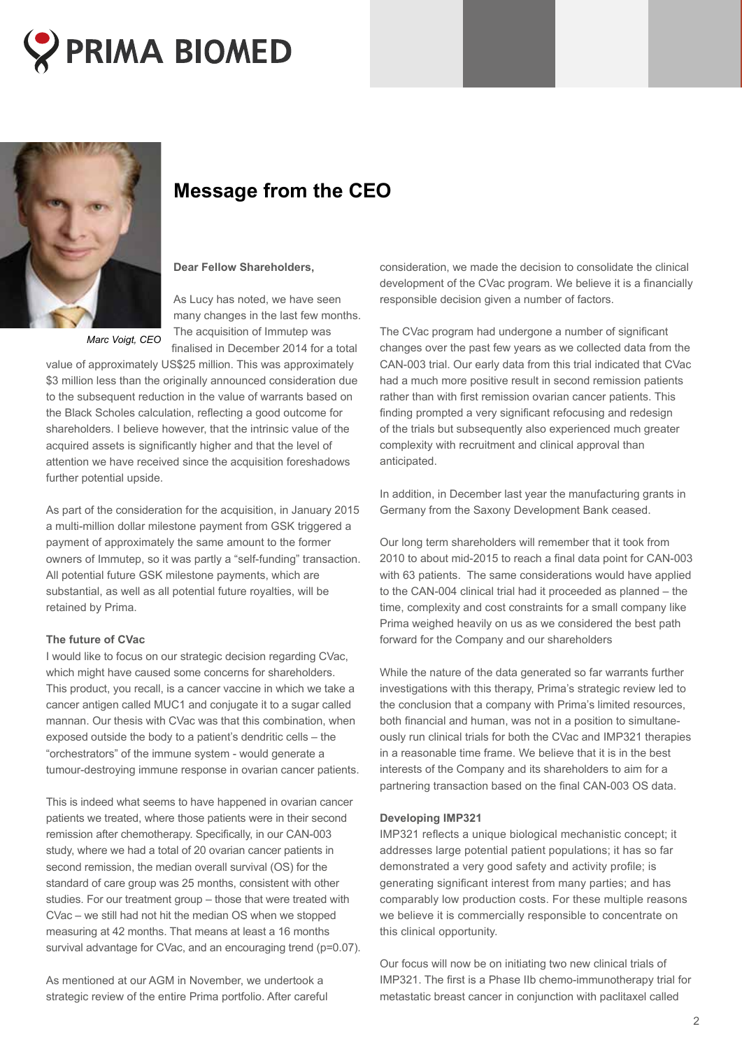## Message from the CEO

*Marc Voigt, CEO*

**Dear Fellow Shareholders,**

As Lucy has noted, we have seen many changes in the last few months. The acquisition of Immutep was finalised in December 2014 for a total value of approximately US$25 million. This was approximately $3 million less than the originally announced consideration due to the subsequent reduction in the value of warrants based on the Black Scholes calculation, reflecting a good outcome for shareholders. I believe however, that the intrinsic value of the acquired assets is significantly higher and that the level of attention we have received since the acquisition foreshadows further potential upside.

As part of the consideration for the acquisition, in January 2015 a multi-million dollar milestone payment from GSK triggered a payment of approximately the same amount to the former owners of Immutep, so it was partly a "self-funding" transaction. All potential future GSK milestone payments, which are substantial, as well as all potential future royalties, will be retained by Prima.

**The future of CVac**

I would like to focus on our strategic decision regarding CVac, which might have caused some concerns for shareholders. This product, you recall, is a cancer vaccine in which we take a cancer antigen called MUC1 and conjugate it to a sugar called mannan. Our thesis with CVac was that this combination, when exposed outside the body to a patient's dendritic cells – the "orchestrators" of the immune system - would generate a tumour-destroying immune response in ovarian cancer patients.

This is indeed what seems to have happened in ovarian cancer patients we treated, where those patients were in their second remission after chemotherapy. Specifically, in our CAN-003 study, where we had a total of 20 ovarian cancer patients in second remission, the median overall survival (OS) for the standard of care group was 25 months, consistent with other studies. For our treatment group – those that were treated with CVac – we still had not hit the median OS when we stopped measuring at 42 months. That means at least a 16 months survival advantage for CVac, and an encouraging trend ($p=0.07$).

As mentioned at our AGM in November, we undertook a strategic review of the entire Prima portfolio. After careful consideration, we made the decision to consolidate the clinical development of the CVac program. We believe it is a financially responsible decision given a number of factors.

The CVac program had undergone a number of significant changes over the past few years as we collected data from the CAN-003 trial. Our early data from this trial indicated that CVac had a much more positive result in second remission patients rather than with first remission ovarian cancer patients. This finding prompted a very significant refocusing and redesign of the trials but subsequently also experienced much greater complexity with recruitment and clinical approval than anticipated.

In addition, in December last year the manufacturing grants in Germany from the Saxony Development Bank ceased.

Our long term shareholders will remember that it took from 2010 to about mid-2015 to reach a final data point for CAN-003 with 63 patients. The same considerations would have applied to the CAN-004 clinical trial had it proceeded as planned – the time, complexity and cost constraints for a small company like Prima weighed heavily on us as we considered the best path forward for the Company and our shareholders

While the nature of the data generated so far warrants further investigations with this therapy, Prima's strategic review led to the conclusion that a company with Prima's limited resources, both financial and human, was not in a position to simultaneously run clinical trials for both the CVac and IMP321 therapies in a reasonable time frame. We believe that it is in the best interests of the Company and its shareholders to aim for a partnering transaction based on the final CAN-003 OS data.

**Developing IMP321**

IMP321 reflects a unique biological mechanistic concept; it addresses large potential patient populations; it has so far demonstrated a very good safety and activity profile; is generating significant interest from many parties; and has comparably low production costs. For these multiple reasons we believe it is commercially responsible to concentrate on this clinical opportunity.

Our focus will now be on initiating two new clinical trials of IMP321. The first is a Phase IIb chemo-immunotherapy trial for metastatic breast cancer in conjunction with paclitaxel called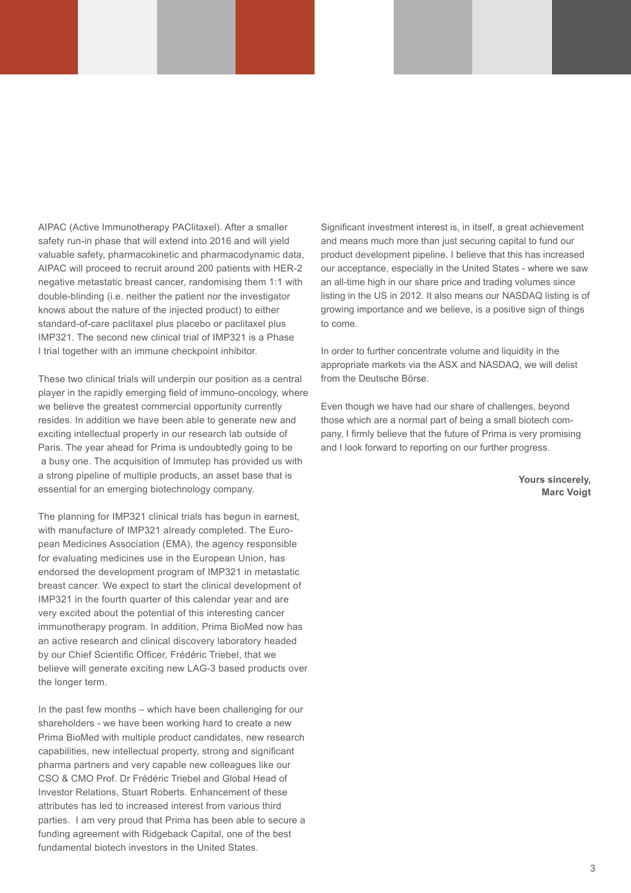AIPAC (Active Immunotherapy PAClitaxel). After a smaller safety run-in phase that will extend into 2016 and will yield valuable safety, pharmacokinetic and pharmacodynamic data, AIPAC will proceed to recruit around 200 patients with HER-2 negative metastatic breast cancer, randomising them 1:1 with double-blinding (i.e. neither the patient nor the investigator knows about the nature of the injected product) to either standard-of-care paclitaxel plus placebo or paclitaxel plus IMP321. The second new clinical trial of IMP321 is a Phase I trial together with an immune checkpoint inhibitor.

These two clinical trials will underpin our position as a central player in the rapidly emerging field of immuno-oncology, where we believe the greatest commercial opportunity currently resides. In addition we have been able to generate new and exciting intellectual property in our research lab outside of Paris. The year ahead for Prima is undoubtedly going to be a busy one. The acquisition of Immutep has provided us with a strong pipeline of multiple products, an asset base that is essential for an emerging biotechnology company.

The planning for IMP321 clinical trials has begun in earnest, with manufacture of IMP321 already completed. The European Medicines Association (EMA), the agency responsible for evaluating medicines use in the European Union, has endorsed the development program of IMP321 in metastatic breast cancer. We expect to start the clinical development of IMP321 in the fourth quarter of this calendar year and are very excited about the potential of this interesting cancer immunotherapy program. In addition, Prima BioMed now has an active research and clinical discovery laboratory headed by our Chief Scientific Officer, Frédéric Triebel, that we believe will generate exciting new LAG-3 based products over the longer term.

In the past few months – which have been challenging for our shareholders - we have been working hard to create a new Prima BioMed with multiple product candidates, new research capabilities, new intellectual property, strong and significant pharma partners and very capable new colleagues like our CSO & CMO Prof. Dr Frédéric Triebel and Global Head of Investor Relations, Stuart Roberts. Enhancement of these attributes has led to increased interest from various third parties. I am very proud that Prima has been able to secure a funding agreement with Ridgeback Capital, one of the best fundamental biotech investors in the United States.

Significant investment interest is, in itself, a great achievement and means much more than just securing capital to fund our product development pipeline. I believe that this has increased our acceptance, especially in the United States - where we saw an all-time high in our share price and trading volumes since listing in the US in 2012. It also means our NASDAQ listing is of growing importance and we believe, is a positive sign of things to come.

In order to further concentrate volume and liquidity in the appropriate markets via the ASX and NASDAQ, we will delist from the Deutsche Börse.

Even though we have had our share of challenges, beyond those which are a normal part of being a small biotech company, I firmly believe that the future of Prima is very promising and I look forward to reporting on our further progress.

**Yours sincerely,**
**Marc Voigt**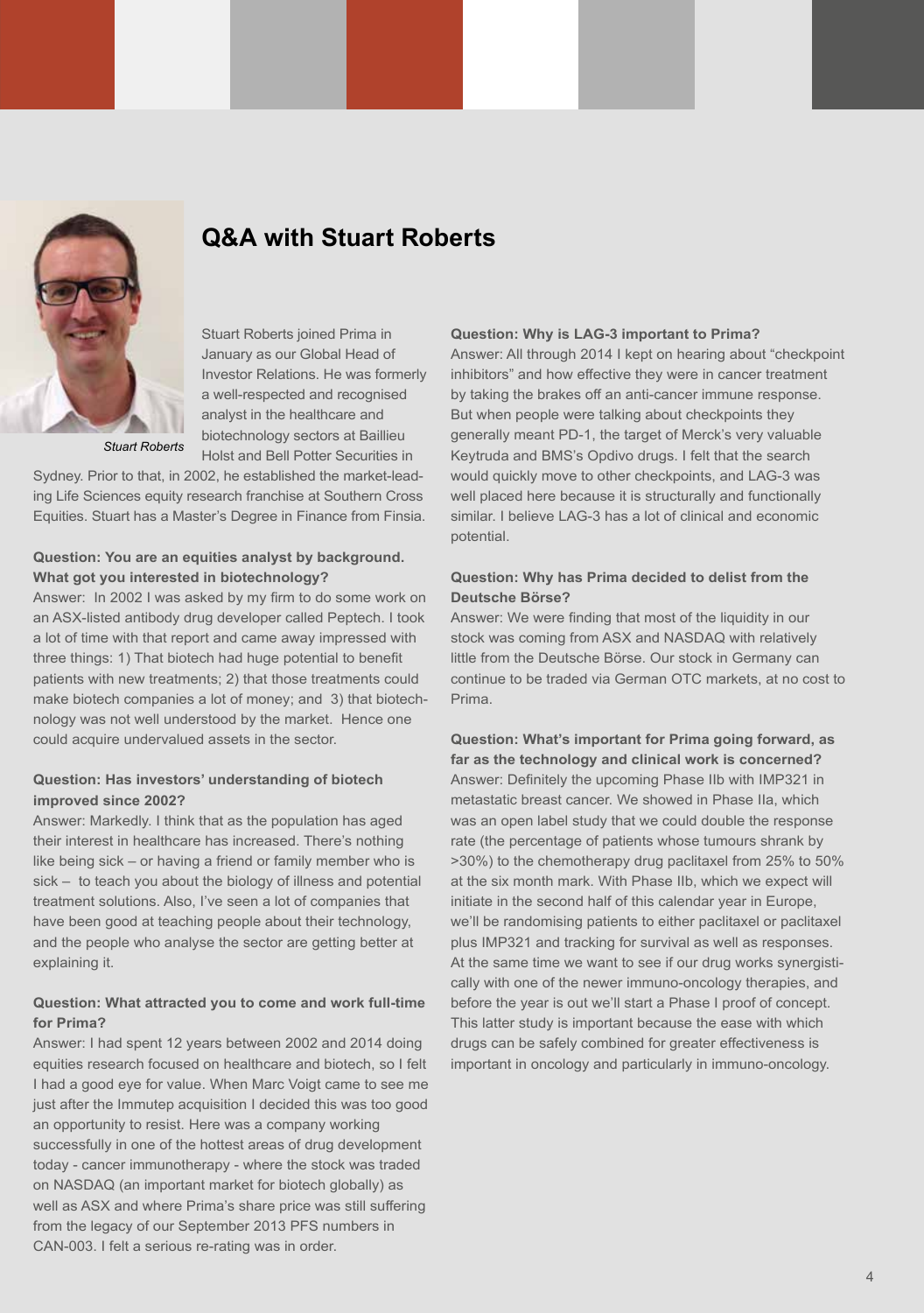# Q&A with Stuart Roberts

*Stuart Roberts*

Stuart Roberts joined Prima in January as our Global Head of Investor Relations. He was formerly a well-respected and recognised analyst in the healthcare and biotechnology sectors at Baillieu Holst and Bell Potter Securities in Sydney. Prior to that, in 2002, he established the market-leading Life Sciences equity research franchise at Southern Cross Equities. Stuart has a Master's Degree in Finance from Finsia.

**Question: You are an equities analyst by background. What got you interested in biotechnology?**

Answer: In 2002 I was asked by my firm to do some work on an ASX-listed antibody drug developer called Peptech. I took a lot of time with that report and came away impressed with three things: 1) That biotech had huge potential to benefit patients with new treatments; 2) that those treatments could make biotech companies a lot of money; and 3) that biotechnology was not well understood by the market. Hence one could acquire undervalued assets in the sector.

**Question: Has investors' understanding of biotech improved since 2002?**

Answer: Markedly. I think that as the population has aged their interest in healthcare has increased. There's nothing like being sick – or having a friend or family member who is sick – to teach you about the biology of illness and potential treatment solutions. Also, I've seen a lot of companies that have been good at teaching people about their technology, and the people who analyse the sector are getting better at explaining it.

**Question: What attracted you to come and work full-time for Prima?**

Answer: I had spent 12 years between 2002 and 2014 doing equities research focused on healthcare and biotech, so I felt I had a good eye for value. When Marc Voigt came to see me just after the Immutep acquisition I decided this was too good an opportunity to resist. Here was a company working successfully in one of the hottest areas of drug development today - cancer immunotherapy - where the stock was traded on NASDAQ (an important market for biotech globally) as well as ASX and where Prima's share price was still suffering from the legacy of our September 2013 PFS numbers in CAN-003. I felt a serious re-rating was in order.

**Question: Why is LAG-3 important to Prima?**

Answer: All through 2014 I kept on hearing about "checkpoint inhibitors" and how effective they were in cancer treatment by taking the brakes off an anti-cancer immune response. But when people were talking about checkpoints they generally meant PD-1, the target of Merck's very valuable Keytruda and BMS's Opdivo drugs. I felt that the search would quickly move to other checkpoints, and LAG-3 was well placed here because it is structurally and functionally similar. I believe LAG-3 has a lot of clinical and economic potential.

**Question: Why has Prima decided to delist from the Deutsche Börse?**

Answer: We were finding that most of the liquidity in our stock was coming from ASX and NASDAQ with relatively little from the Deutsche Börse. Our stock in Germany can continue to be traded via German OTC markets, at no cost to Prima.

**Question: What's important for Prima going forward, as far as the technology and clinical work is concerned?**

Answer: Definitely the upcoming Phase IIb with IMP321 in metastatic breast cancer. We showed in Phase IIa, which was an open label study that we could double the response rate (the percentage of patients whose tumours shrank by >30%) to the chemotherapy drug paclitaxel from 25% to 50% at the six month mark. With Phase IIb, which we expect will initiate in the second half of this calendar year in Europe, we'll be randomising patients to either paclitaxel or paclitaxel plus IMP321 and tracking for survival as well as responses. At the same time we want to see if our drug works synergistically with one of the newer immuno-oncology therapies, and before the year is out we'll start a Phase I proof of concept. This latter study is important because the ease with which drugs can be safely combined for greater effectiveness is important in oncology and particularly in immuno-oncology.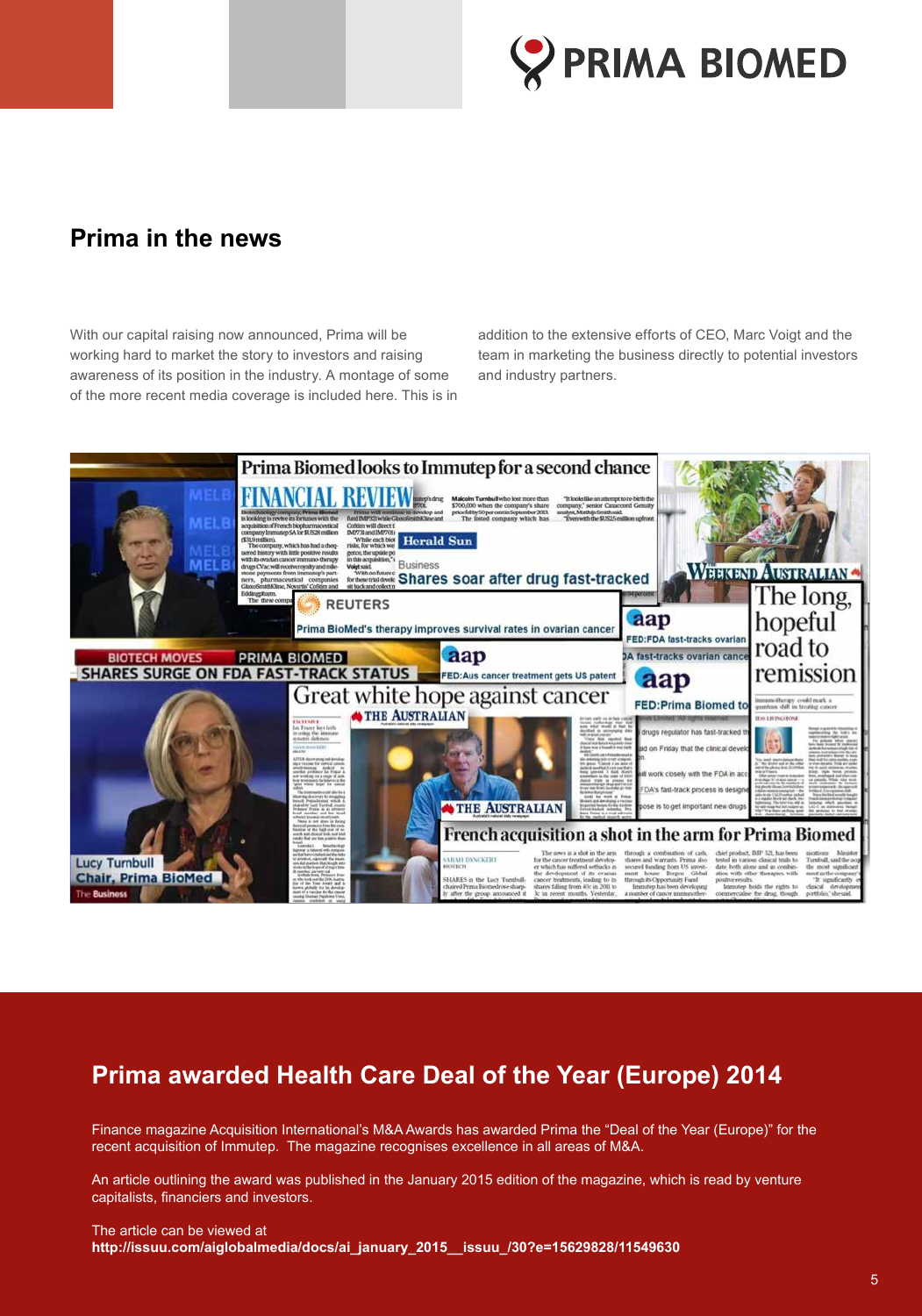## Prima in the news

With our capital raising now announced, Prima will be working hard to market the story to investors and raising awareness of its position in the industry. A montage of some of the more recent media coverage is included here. This is in addition to the extensive efforts of CEO, Marc Voigt and the team in marketing the business directly to potential investors and industry partners.

## Prima awarded Health Care Deal of the Year (Europe) 2014

Finance magazine Acquisition International's M&A Awards has awarded Prima the "Deal of the Year (Europe)" for the recent acquisition of Immutep. The magazine recognises excellence in all areas of M&A.

An article outlining the award was published in the January 2015 edition of the magazine, which is read by venture capitalists, financiers and investors.

The article can be viewed at
**http://issuu.com/aiglobalmedia/docs/ai_january_2015__issuu_/30?e=15629828/11549630**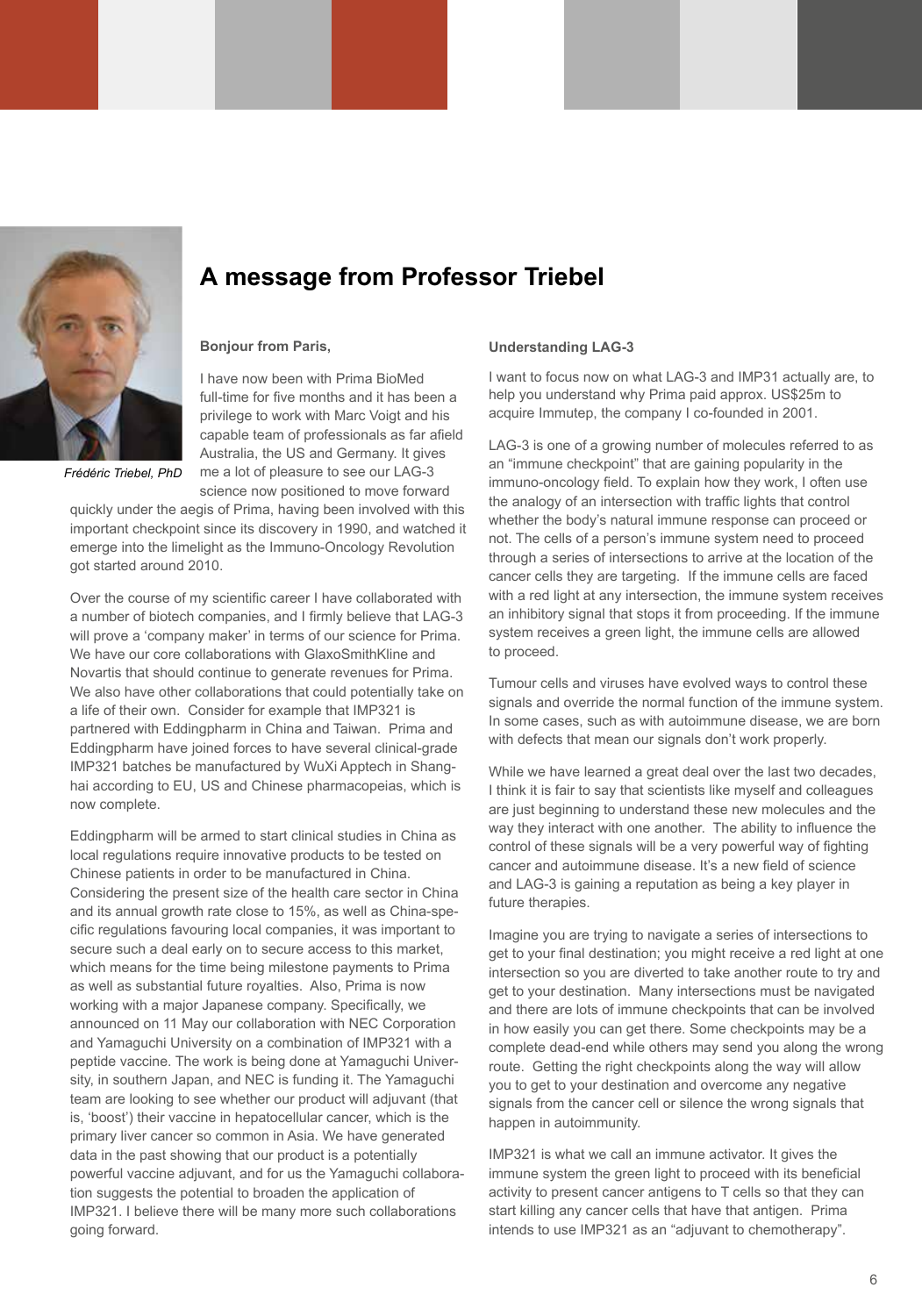# A message from Professor Triebel

*Frédéric Triebel, PhD*

**Bonjour from Paris,**

I have now been with Prima BioMed full-time for five months and it has been a privilege to work with Marc Voigt and his capable team of professionals as far afield Australia, the US and Germany. It gives me a lot of pleasure to see our LAG-3 science now positioned to move forward quickly under the aegis of Prima, having been involved with this important checkpoint since its discovery in 1990, and watched it emerge into the limelight as the Immuno-Oncology Revolution got started around 2010.

Over the course of my scientific career I have collaborated with a number of biotech companies, and I firmly believe that LAG-3 will prove a 'company maker' in terms of our science for Prima. We have our core collaborations with GlaxoSmithKline and Novartis that should continue to generate revenues for Prima. We also have other collaborations that could potentially take on a life of their own. Consider for example that IMP321 is partnered with Eddingpharm in China and Taiwan. Prima and Eddingpharm have joined forces to have several clinical-grade IMP321 batches be manufactured by WuXi Apptech in Shanghai according to EU, US and Chinese pharmacopeias, which is now complete.

Eddingpharm will be armed to start clinical studies in China as local regulations require innovative products to be tested on Chinese patients in order to be manufactured in China. Considering the present size of the health care sector in China and its annual growth rate close to 15%, as well as China-specific regulations favouring local companies, it was important to secure such a deal early on to secure access to this market, which means for the time being milestone payments to Prima as well as substantial future royalties. Also, Prima is now working with a major Japanese company. Specifically, we announced on 11 May our collaboration with NEC Corporation and Yamaguchi University on a combination of IMP321 with a peptide vaccine. The work is being done at Yamaguchi University, in southern Japan, and NEC is funding it. The Yamaguchi team are looking to see whether our product will adjuvant (that is, 'boost') their vaccine in hepatocellular cancer, which is the primary liver cancer so common in Asia. We have generated data in the past showing that our product is a potentially powerful vaccine adjuvant, and for us the Yamaguchi collaboration suggests the potential to broaden the application of IMP321. I believe there will be many more such collaborations going forward.

**Understanding LAG-3**

I want to focus now on what LAG-3 and IMP31 actually are, to help you understand why Prima paid approx. US$25m to acquire Immutep, the company I co-founded in 2001.

LAG-3 is one of a growing number of molecules referred to as an "immune checkpoint" that are gaining popularity in the immuno-oncology field. To explain how they work, I often use the analogy of an intersection with traffic lights that control whether the body's natural immune response can proceed or not. The cells of a person's immune system need to proceed through a series of intersections to arrive at the location of the cancer cells they are targeting. If the immune cells are faced with a red light at any intersection, the immune system receives an inhibitory signal that stops it from proceeding. If the immune system receives a green light, the immune cells are allowed to proceed.

Tumour cells and viruses have evolved ways to control these signals and override the normal function of the immune system. In some cases, such as with autoimmune disease, we are born with defects that mean our signals don't work properly.

While we have learned a great deal over the last two decades, I think it is fair to say that scientists like myself and colleagues are just beginning to understand these new molecules and the way they interact with one another. The ability to influence the control of these signals will be a very powerful way of fighting cancer and autoimmune disease. It's a new field of science and LAG-3 is gaining a reputation as being a key player in future therapies.

Imagine you are trying to navigate a series of intersections to get to your final destination; you might receive a red light at one intersection so you are diverted to take another route to try and get to your destination. Many intersections must be navigated and there are lots of immune checkpoints that can be involved in how easily you can get there. Some checkpoints may be a complete dead-end while others may send you along the wrong route. Getting the right checkpoints along the way will allow you to get to your destination and overcome any negative signals from the cancer cell or silence the wrong signals that happen in autoimmunity.

IMP321 is what we call an immune activator. It gives the immune system the green light to proceed with its beneficial activity to present cancer antigens to T cells so that they can start killing any cancer cells that have that antigen. Prima intends to use IMP321 as an "adjuvant to chemotherapy".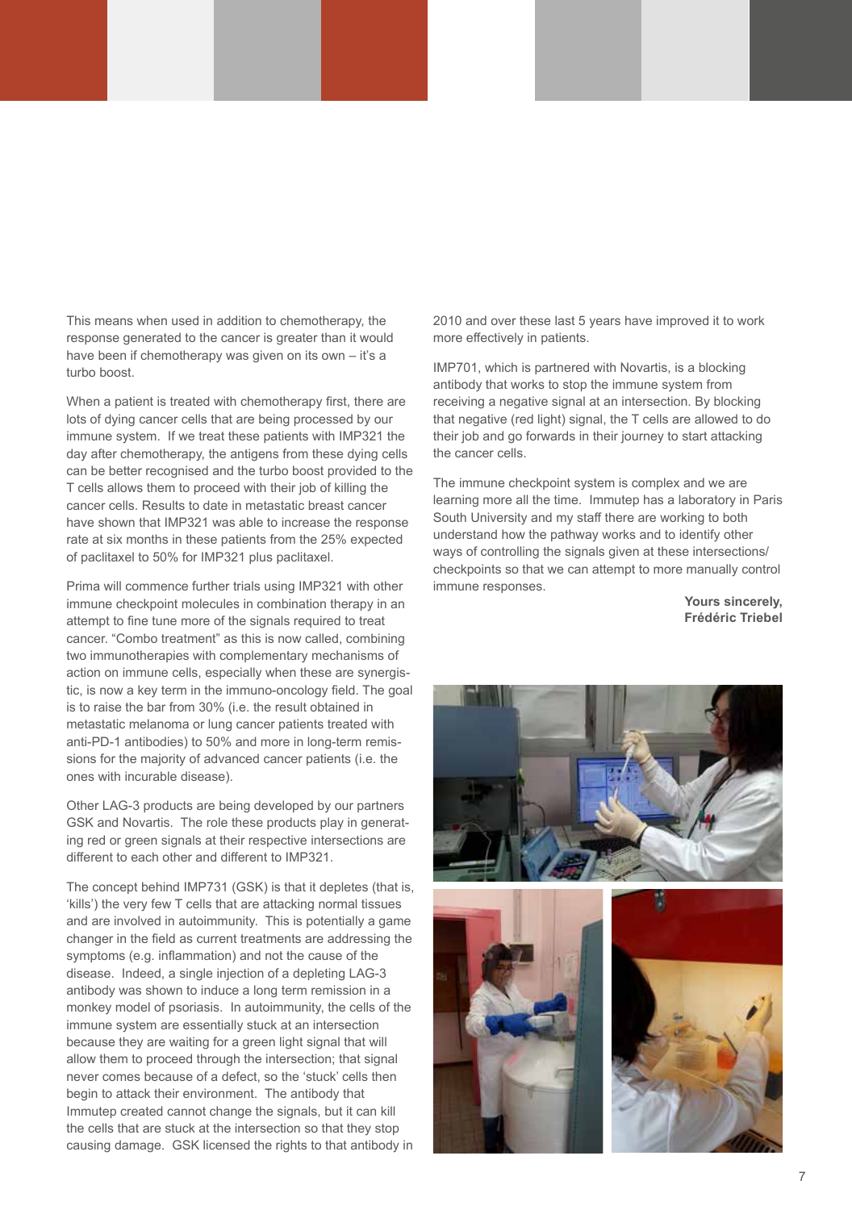This means when used in addition to chemotherapy, the response generated to the cancer is greater than it would have been if chemotherapy was given on its own – it's a turbo boost.

When a patient is treated with chemotherapy first, there are lots of dying cancer cells that are being processed by our immune system. If we treat these patients with IMP321 the day after chemotherapy, the antigens from these dying cells can be better recognised and the turbo boost provided to the T cells allows them to proceed with their job of killing the cancer cells. Results to date in metastatic breast cancer have shown that IMP321 was able to increase the response rate at six months in these patients from the 25% expected of paclitaxel to 50% for IMP321 plus paclitaxel.

Prima will commence further trials using IMP321 with other immune checkpoint molecules in combination therapy in an attempt to fine tune more of the signals required to treat cancer. "Combo treatment" as this is now called, combining two immunotherapies with complementary mechanisms of action on immune cells, especially when these are synergistic, is now a key term in the immuno-oncology field. The goal is to raise the bar from 30% (i.e. the result obtained in metastatic melanoma or lung cancer patients treated with anti-PD-1 antibodies) to 50% and more in long-term remissions for the majority of advanced cancer patients (i.e. the ones with incurable disease).

Other LAG-3 products are being developed by our partners GSK and Novartis. The role these products play in generating red or green signals at their respective intersections are different to each other and different to IMP321.

The concept behind IMP731 (GSK) is that it depletes (that is, 'kills') the very few T cells that are attacking normal tissues and are involved in autoimmunity. This is potentially a game changer in the field as current treatments are addressing the symptoms (e.g. inflammation) and not the cause of the disease. Indeed, a single injection of a depleting LAG-3 antibody was shown to induce a long term remission in a monkey model of psoriasis. In autoimmunity, the cells of the immune system are essentially stuck at an intersection because they are waiting for a green light signal that will allow them to proceed through the intersection; that signal never comes because of a defect, so the 'stuck' cells then begin to attack their environment. The antibody that Immutep created cannot change the signals, but it can kill the cells that are stuck at the intersection so that they stop causing damage. GSK licensed the rights to that antibody in 2010 and over these last 5 years have improved it to work more effectively in patients.

IMP701, which is partnered with Novartis, is a blocking antibody that works to stop the immune system from receiving a negative signal at an intersection. By blocking that negative (red light) signal, the T cells are allowed to do their job and go forwards in their journey to start attacking the cancer cells.

The immune checkpoint system is complex and we are learning more all the time. Immutep has a laboratory in Paris South University and my staff there are working to both understand how the pathway works and to identify other ways of controlling the signals given at these intersections/checkpoints so that we can attempt to more manually control immune responses.

**Yours sincerely,**
**Frédéric Triebel**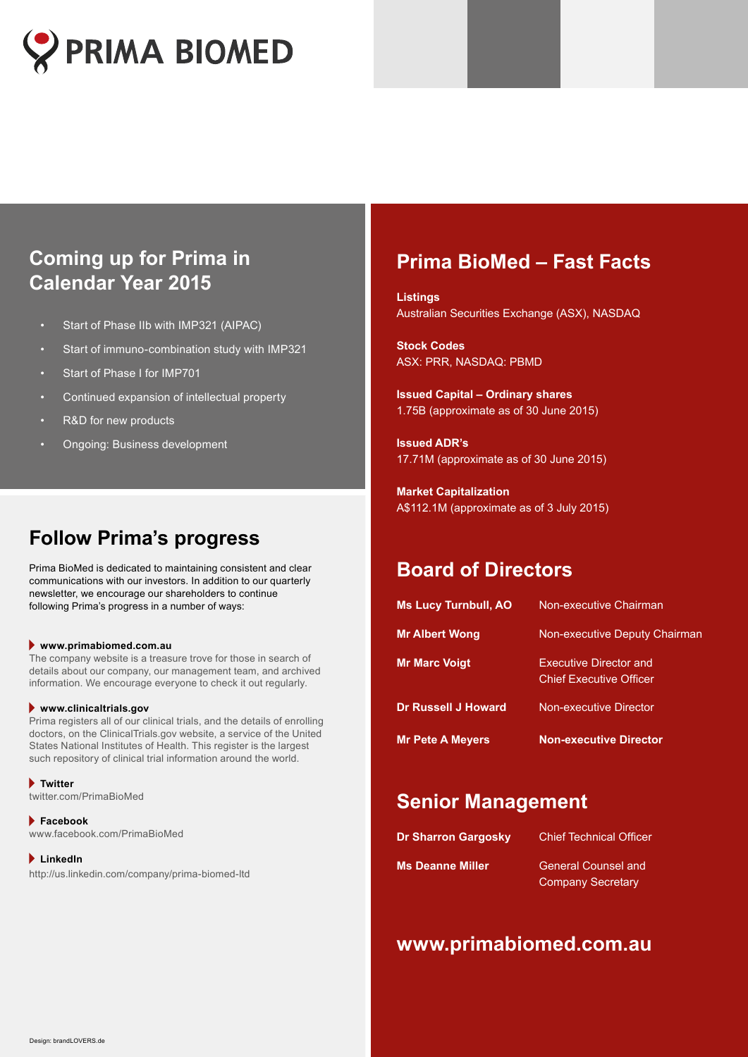# PRIMA BIOMED

## Coming up for Prima in Calendar Year 2015

- Start of Phase IIb with IMP321 (AIPAC)
- Start of immuno-combination study with IMP321
- Start of Phase I for IMP701
- Continued expansion of intellectual property
- R&D for new products
- Ongoing: Business development

## Follow Prima's progress

Prima BioMed is dedicated to maintaining consistent and clear communications with our investors. In addition to our quarterly newsletter, we encourage our shareholders to continue following Prima's progress in a number of ways:

**www.primabiomed.com.au**
The company website is a treasure trove for those in search of details about our company, our management team, and archived information. We encourage everyone to check it out regularly.

**www.clinicaltrials.gov**
Prima registers all of our clinical trials, and the details of enrolling doctors, on the ClinicalTrials.gov website, a service of the United States National Institutes of Health. This register is the largest such repository of clinical trial information around the world.

**Twitter**
twitter.com/PrimaBioMed

**Facebook**
www.facebook.com/PrimaBioMed

**LinkedIn**
http://us.linkedin.com/company/prima-biomed-ltd

## Prima BioMed – Fast Facts

**Listings**
Australian Securities Exchange (ASX), NASDAQ

**Stock Codes**
ASX: PRR, NASDAQ: PBMD

**Issued Capital – Ordinary shares**
1.75B (approximate as of 30 June 2015)

**Issued ADR's**
17.71M (approximate as of 30 June 2015)

**Market Capitalization**
A$112.1M (approximate as of 3 July 2015)

## Board of Directors

| | |
|---|---|
| **Ms Lucy Turnbull, AO** | Non-executive Chairman |
| **Mr Albert Wong** | Non-executive Deputy Chairman |
| **Mr Marc Voigt** | Executive Director and Chief Executive Officer |
| **Dr Russell J Howard** | Non-executive Director |
| **Mr Pete A Meyers** | **Non-executive Director** |

## Senior Management

| | |
|---|---|
| **Dr Sharron Gargosky** | Chief Technical Officer |
| **Ms Deanne Miller** | General Counsel and Company Secretary |

## www.primabiomed.com.au

Design: brandLOVERS.de